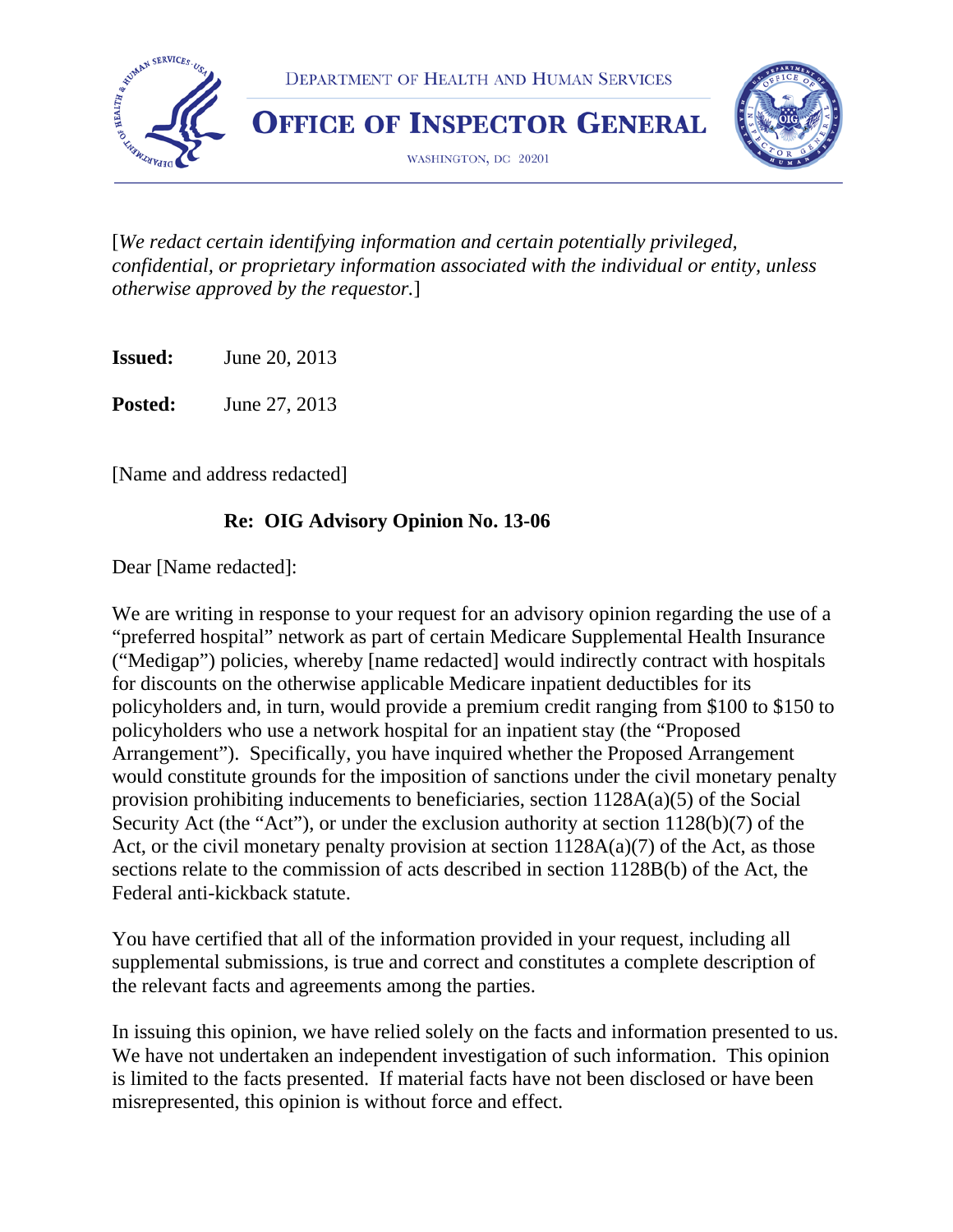DEPARTMENT OF HEALTH AND HUMAN SERVICES

# OFFICE OF INSPECTOR GENERAL

WASHINGTON, DC 20201

[*We redact certain identifying information and certain potentially privileged, confidential, or proprietary information associated with the individual or entity, unless otherwise approved by the requestor.*]

**Issued:** June 20, 2013

**Posted:** June 27, 2013

[Name and address redacted]

**Re: OIG Advisory Opinion No. 13-06**

Dear [Name redacted]:

We are writing in response to your request for an advisory opinion regarding the use of a "preferred hospital" network as part of certain Medicare Supplemental Health Insurance ("Medigap") policies, whereby [name redacted] would indirectly contract with hospitals for discounts on the otherwise applicable Medicare inpatient deductibles for its policyholders and, in turn, would provide a premium credit ranging from $100 to $150 to policyholders who use a network hospital for an inpatient stay (the "Proposed Arrangement"). Specifically, you have inquired whether the Proposed Arrangement would constitute grounds for the imposition of sanctions under the civil monetary penalty provision prohibiting inducements to beneficiaries, section 1128A(a)(5) of the Social Security Act (the "Act"), or under the exclusion authority at section 1128(b)(7) of the Act, or the civil monetary penalty provision at section 1128A(a)(7) of the Act, as those sections relate to the commission of acts described in section 1128B(b) of the Act, the Federal anti-kickback statute.

You have certified that all of the information provided in your request, including all supplemental submissions, is true and correct and constitutes a complete description of the relevant facts and agreements among the parties.

In issuing this opinion, we have relied solely on the facts and information presented to us. We have not undertaken an independent investigation of such information. This opinion is limited to the facts presented. If material facts have not been disclosed or have been misrepresented, this opinion is without force and effect.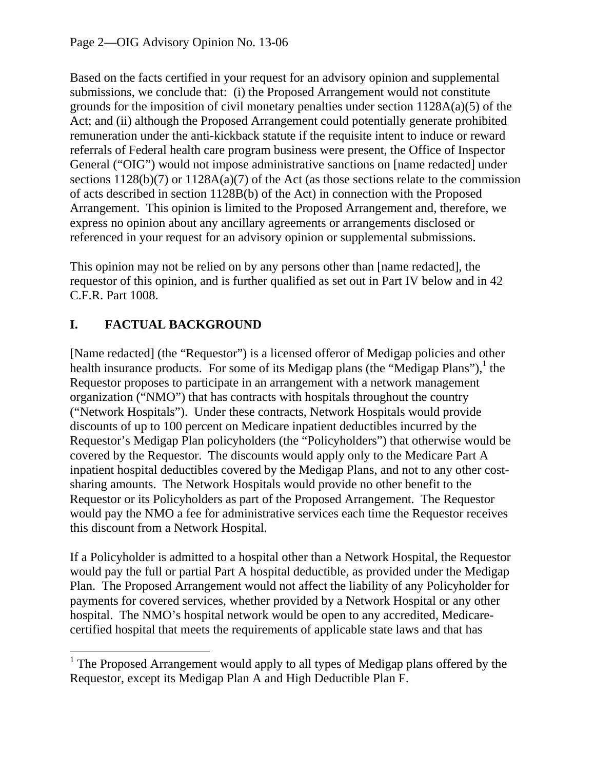Based on the facts certified in your request for an advisory opinion and supplemental submissions, we conclude that: (i) the Proposed Arrangement would not constitute grounds for the imposition of civil monetary penalties under section 1128A(a)(5) of the Act; and (ii) although the Proposed Arrangement could potentially generate prohibited remuneration under the anti-kickback statute if the requisite intent to induce or reward referrals of Federal health care program business were present, the Office of Inspector General ("OIG") would not impose administrative sanctions on [name redacted] under sections 1128(b)(7) or 1128A(a)(7) of the Act (as those sections relate to the commission of acts described in section 1128B(b) of the Act) in connection with the Proposed Arrangement. This opinion is limited to the Proposed Arrangement and, therefore, we express no opinion about any ancillary agreements or arrangements disclosed or referenced in your request for an advisory opinion or supplemental submissions.

This opinion may not be relied on by any persons other than [name redacted], the requestor of this opinion, and is further qualified as set out in Part IV below and in 42 C.F.R. Part 1008.

## I. FACTUAL BACKGROUND

[Name redacted] (the "Requestor") is a licensed offeror of Medigap policies and other health insurance products. For some of its Medigap plans (the "Medigap Plans"),[1] the Requestor proposes to participate in an arrangement with a network management organization ("NMO") that has contracts with hospitals throughout the country ("Network Hospitals"). Under these contracts, Network Hospitals would provide discounts of up to 100 percent on Medicare inpatient deductibles incurred by the Requestor's Medigap Plan policyholders (the "Policyholders") that otherwise would be covered by the Requestor. The discounts would apply only to the Medicare Part A inpatient hospital deductibles covered by the Medigap Plans, and not to any other cost-sharing amounts. The Network Hospitals would provide no other benefit to the Requestor or its Policyholders as part of the Proposed Arrangement. The Requestor would pay the NMO a fee for administrative services each time the Requestor receives this discount from a Network Hospital.

If a Policyholder is admitted to a hospital other than a Network Hospital, the Requestor would pay the full or partial Part A hospital deductible, as provided under the Medigap Plan. The Proposed Arrangement would not affect the liability of any Policyholder for payments for covered services, whether provided by a Network Hospital or any other hospital. The NMO's hospital network would be open to any accredited, Medicare-certified hospital that meets the requirements of applicable state laws and that has

[1] The Proposed Arrangement would apply to all types of Medigap plans offered by the Requestor, except its Medigap Plan A and High Deductible Plan F.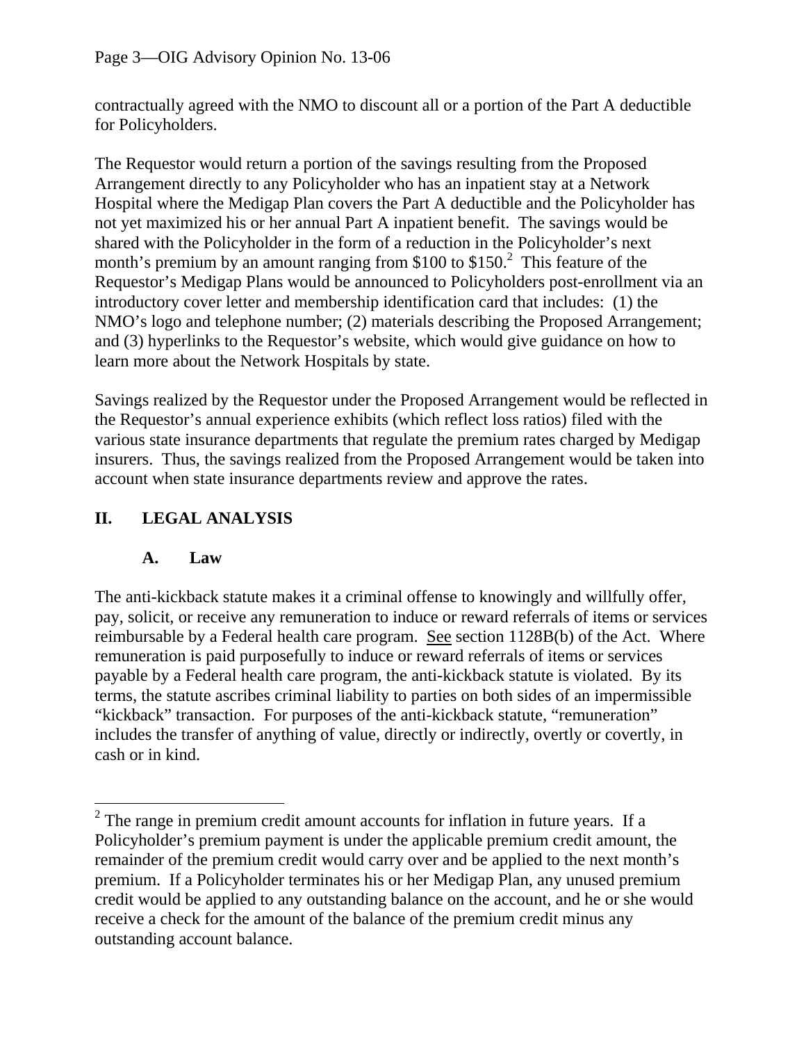contractually agreed with the NMO to discount all or a portion of the Part A deductible for Policyholders.

The Requestor would return a portion of the savings resulting from the Proposed Arrangement directly to any Policyholder who has an inpatient stay at a Network Hospital where the Medigap Plan covers the Part A deductible and the Policyholder has not yet maximized his or her annual Part A inpatient benefit. The savings would be shared with the Policyholder in the form of a reduction in the Policyholder's next month's premium by an amount ranging from $100 to $150.[2] This feature of the Requestor's Medigap Plans would be announced to Policyholders post-enrollment via an introductory cover letter and membership identification card that includes: (1) the NMO's logo and telephone number; (2) materials describing the Proposed Arrangement; and (3) hyperlinks to the Requestor's website, which would give guidance on how to learn more about the Network Hospitals by state.

Savings realized by the Requestor under the Proposed Arrangement would be reflected in the Requestor's annual experience exhibits (which reflect loss ratios) filed with the various state insurance departments that regulate the premium rates charged by Medigap insurers. Thus, the savings realized from the Proposed Arrangement would be taken into account when state insurance departments review and approve the rates.

## II. LEGAL ANALYSIS

### A. Law

The anti-kickback statute makes it a criminal offense to knowingly and willfully offer, pay, solicit, or receive any remuneration to induce or reward referrals of items or services reimbursable by a Federal health care program. See section 1128B(b) of the Act. Where remuneration is paid purposefully to induce or reward referrals of items or services payable by a Federal health care program, the anti-kickback statute is violated. By its terms, the statute ascribes criminal liability to parties on both sides of an impermissible "kickback" transaction. For purposes of the anti-kickback statute, "remuneration" includes the transfer of anything of value, directly or indirectly, overtly or covertly, in cash or in kind.

---

[2] The range in premium credit amount accounts for inflation in future years. If a Policyholder's premium payment is under the applicable premium credit amount, the remainder of the premium credit would carry over and be applied to the next month's premium. If a Policyholder terminates his or her Medigap Plan, any unused premium credit would be applied to any outstanding balance on the account, and he or she would receive a check for the amount of the balance of the premium credit minus any outstanding account balance.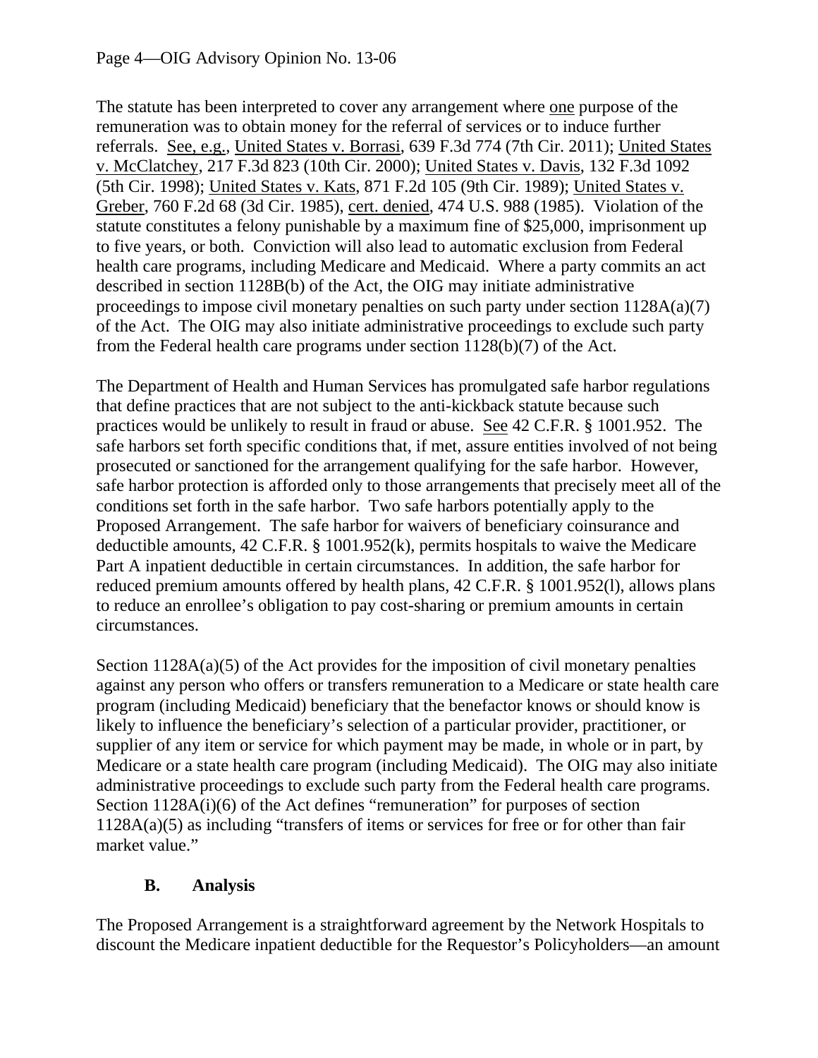The statute has been interpreted to cover any arrangement where one purpose of the remuneration was to obtain money for the referral of services or to induce further referrals. See, e.g., United States v. Borrasi, 639 F.3d 774 (7th Cir. 2011); United States v. McClatchey, 217 F.3d 823 (10th Cir. 2000); United States v. Davis, 132 F.3d 1092 (5th Cir. 1998); United States v. Kats, 871 F.2d 105 (9th Cir. 1989); United States v. Greber, 760 F.2d 68 (3d Cir. 1985), cert. denied, 474 U.S. 988 (1985). Violation of the statute constitutes a felony punishable by a maximum fine of $25,000, imprisonment up to five years, or both. Conviction will also lead to automatic exclusion from Federal health care programs, including Medicare and Medicaid. Where a party commits an act described in section 1128B(b) of the Act, the OIG may initiate administrative proceedings to impose civil monetary penalties on such party under section 1128A(a)(7) of the Act. The OIG may also initiate administrative proceedings to exclude such party from the Federal health care programs under section 1128(b)(7) of the Act.

The Department of Health and Human Services has promulgated safe harbor regulations that define practices that are not subject to the anti-kickback statute because such practices would be unlikely to result in fraud or abuse. See 42 C.F.R. § 1001.952. The safe harbors set forth specific conditions that, if met, assure entities involved of not being prosecuted or sanctioned for the arrangement qualifying for the safe harbor. However, safe harbor protection is afforded only to those arrangements that precisely meet all of the conditions set forth in the safe harbor. Two safe harbors potentially apply to the Proposed Arrangement. The safe harbor for waivers of beneficiary coinsurance and deductible amounts, 42 C.F.R. § 1001.952(k), permits hospitals to waive the Medicare Part A inpatient deductible in certain circumstances. In addition, the safe harbor for reduced premium amounts offered by health plans, 42 C.F.R. § 1001.952(l), allows plans to reduce an enrollee's obligation to pay cost-sharing or premium amounts in certain circumstances.

Section 1128A(a)(5) of the Act provides for the imposition of civil monetary penalties against any person who offers or transfers remuneration to a Medicare or state health care program (including Medicaid) beneficiary that the benefactor knows or should know is likely to influence the beneficiary's selection of a particular provider, practitioner, or supplier of any item or service for which payment may be made, in whole or in part, by Medicare or a state health care program (including Medicaid). The OIG may also initiate administrative proceedings to exclude such party from the Federal health care programs. Section 1128A(i)(6) of the Act defines "remuneration" for purposes of section 1128A(a)(5) as including "transfers of items or services for free or for other than fair market value."

### B. Analysis

The Proposed Arrangement is a straightforward agreement by the Network Hospitals to discount the Medicare inpatient deductible for the Requestor's Policyholders—an amount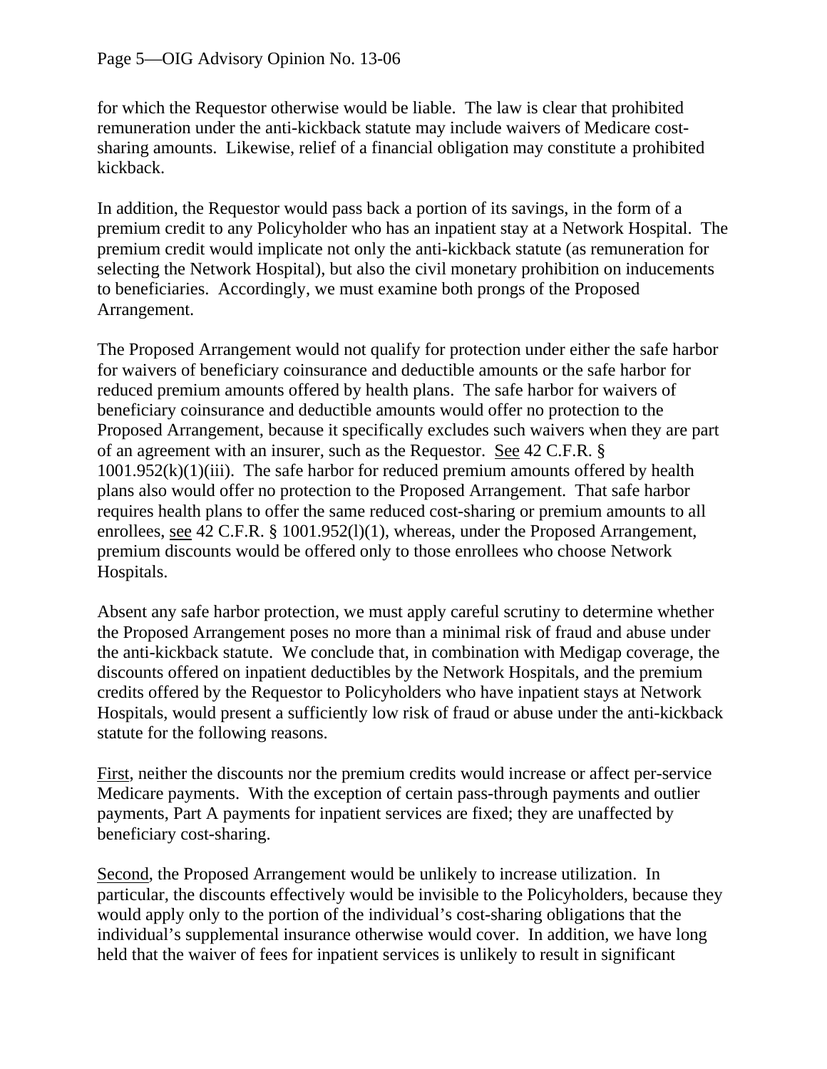for which the Requestor otherwise would be liable. The law is clear that prohibited remuneration under the anti-kickback statute may include waivers of Medicare cost-sharing amounts. Likewise, relief of a financial obligation may constitute a prohibited kickback.

In addition, the Requestor would pass back a portion of its savings, in the form of a premium credit to any Policyholder who has an inpatient stay at a Network Hospital. The premium credit would implicate not only the anti-kickback statute (as remuneration for selecting the Network Hospital), but also the civil monetary prohibition on inducements to beneficiaries. Accordingly, we must examine both prongs of the Proposed Arrangement.

The Proposed Arrangement would not qualify for protection under either the safe harbor for waivers of beneficiary coinsurance and deductible amounts or the safe harbor for reduced premium amounts offered by health plans. The safe harbor for waivers of beneficiary coinsurance and deductible amounts would offer no protection to the Proposed Arrangement, because it specifically excludes such waivers when they are part of an agreement with an insurer, such as the Requestor. See 42 C.F.R. § 1001.952(k)(1)(iii). The safe harbor for reduced premium amounts offered by health plans also would offer no protection to the Proposed Arrangement. That safe harbor requires health plans to offer the same reduced cost-sharing or premium amounts to all enrollees, see 42 C.F.R. § 1001.952(l)(1), whereas, under the Proposed Arrangement, premium discounts would be offered only to those enrollees who choose Network Hospitals.

Absent any safe harbor protection, we must apply careful scrutiny to determine whether the Proposed Arrangement poses no more than a minimal risk of fraud and abuse under the anti-kickback statute. We conclude that, in combination with Medigap coverage, the discounts offered on inpatient deductibles by the Network Hospitals, and the premium credits offered by the Requestor to Policyholders who have inpatient stays at Network Hospitals, would present a sufficiently low risk of fraud or abuse under the anti-kickback statute for the following reasons.

First, neither the discounts nor the premium credits would increase or affect per-service Medicare payments. With the exception of certain pass-through payments and outlier payments, Part A payments for inpatient services are fixed; they are unaffected by beneficiary cost-sharing.

Second, the Proposed Arrangement would be unlikely to increase utilization. In particular, the discounts effectively would be invisible to the Policyholders, because they would apply only to the portion of the individual's cost-sharing obligations that the individual's supplemental insurance otherwise would cover. In addition, we have long held that the waiver of fees for inpatient services is unlikely to result in significant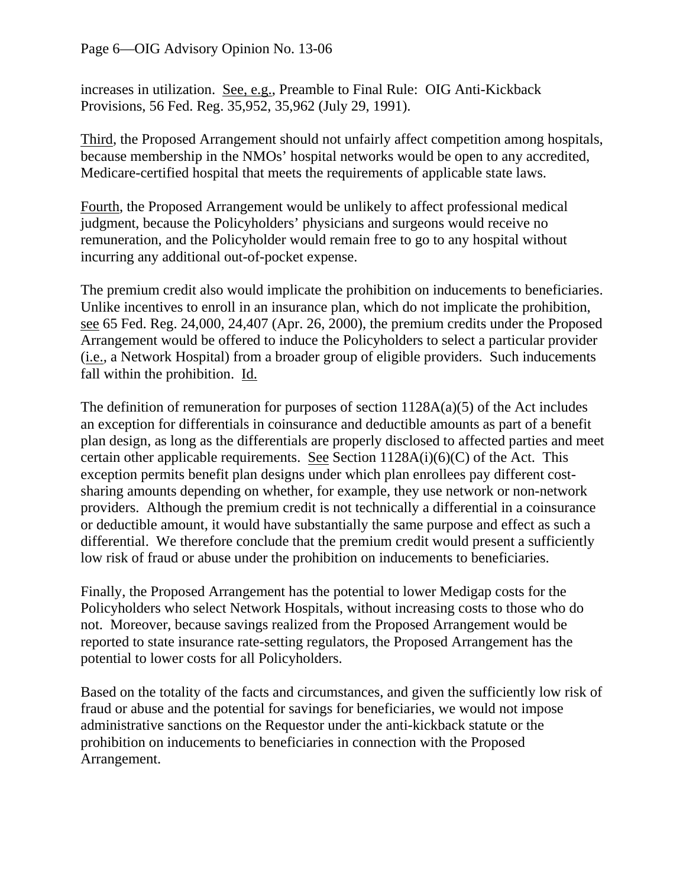increases in utilization. See, e.g., Preamble to Final Rule: OIG Anti-Kickback Provisions, 56 Fed. Reg. 35,952, 35,962 (July 29, 1991).

Third, the Proposed Arrangement should not unfairly affect competition among hospitals, because membership in the NMOs' hospital networks would be open to any accredited, Medicare-certified hospital that meets the requirements of applicable state laws.

Fourth, the Proposed Arrangement would be unlikely to affect professional medical judgment, because the Policyholders' physicians and surgeons would receive no remuneration, and the Policyholder would remain free to go to any hospital without incurring any additional out-of-pocket expense.

The premium credit also would implicate the prohibition on inducements to beneficiaries. Unlike incentives to enroll in an insurance plan, which do not implicate the prohibition, see 65 Fed. Reg. 24,000, 24,407 (Apr. 26, 2000), the premium credits under the Proposed Arrangement would be offered to induce the Policyholders to select a particular provider (i.e., a Network Hospital) from a broader group of eligible providers. Such inducements fall within the prohibition. Id.

The definition of remuneration for purposes of section 1128A(a)(5) of the Act includes an exception for differentials in coinsurance and deductible amounts as part of a benefit plan design, as long as the differentials are properly disclosed to affected parties and meet certain other applicable requirements. See Section 1128A(i)(6)(C) of the Act. This exception permits benefit plan designs under which plan enrollees pay different cost-sharing amounts depending on whether, for example, they use network or non-network providers. Although the premium credit is not technically a differential in a coinsurance or deductible amount, it would have substantially the same purpose and effect as such a differential. We therefore conclude that the premium credit would present a sufficiently low risk of fraud or abuse under the prohibition on inducements to beneficiaries.

Finally, the Proposed Arrangement has the potential to lower Medigap costs for the Policyholders who select Network Hospitals, without increasing costs to those who do not. Moreover, because savings realized from the Proposed Arrangement would be reported to state insurance rate-setting regulators, the Proposed Arrangement has the potential to lower costs for all Policyholders.

Based on the totality of the facts and circumstances, and given the sufficiently low risk of fraud or abuse and the potential for savings for beneficiaries, we would not impose administrative sanctions on the Requestor under the anti-kickback statute or the prohibition on inducements to beneficiaries in connection with the Proposed Arrangement.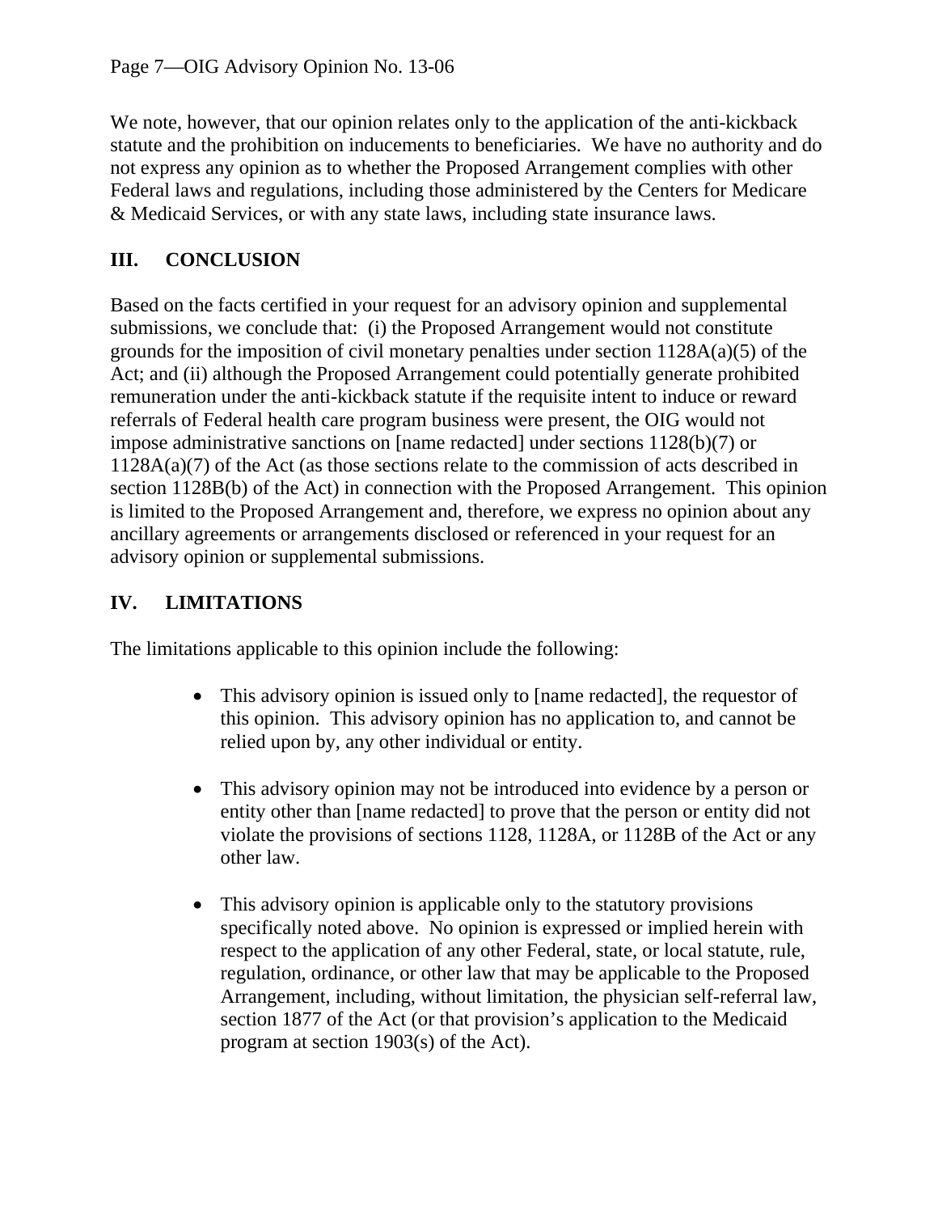We note, however, that our opinion relates only to the application of the anti-kickback statute and the prohibition on inducements to beneficiaries. We have no authority and do not express any opinion as to whether the Proposed Arrangement complies with other Federal laws and regulations, including those administered by the Centers for Medicare & Medicaid Services, or with any state laws, including state insurance laws.

## III. CONCLUSION

Based on the facts certified in your request for an advisory opinion and supplemental submissions, we conclude that: (i) the Proposed Arrangement would not constitute grounds for the imposition of civil monetary penalties under section 1128A(a)(5) of the Act; and (ii) although the Proposed Arrangement could potentially generate prohibited remuneration under the anti-kickback statute if the requisite intent to induce or reward referrals of Federal health care program business were present, the OIG would not impose administrative sanctions on [name redacted] under sections 1128(b)(7) or 1128A(a)(7) of the Act (as those sections relate to the commission of acts described in section 1128B(b) of the Act) in connection with the Proposed Arrangement. This opinion is limited to the Proposed Arrangement and, therefore, we express no opinion about any ancillary agreements or arrangements disclosed or referenced in your request for an advisory opinion or supplemental submissions.

## IV. LIMITATIONS

The limitations applicable to this opinion include the following:

- This advisory opinion is issued only to [name redacted], the requestor of this opinion. This advisory opinion has no application to, and cannot be relied upon by, any other individual or entity.

- This advisory opinion may not be introduced into evidence by a person or entity other than [name redacted] to prove that the person or entity did not violate the provisions of sections 1128, 1128A, or 1128B of the Act or any other law.

- This advisory opinion is applicable only to the statutory provisions specifically noted above. No opinion is expressed or implied herein with respect to the application of any other Federal, state, or local statute, rule, regulation, ordinance, or other law that may be applicable to the Proposed Arrangement, including, without limitation, the physician self-referral law, section 1877 of the Act (or that provision's application to the Medicaid program at section 1903(s) of the Act).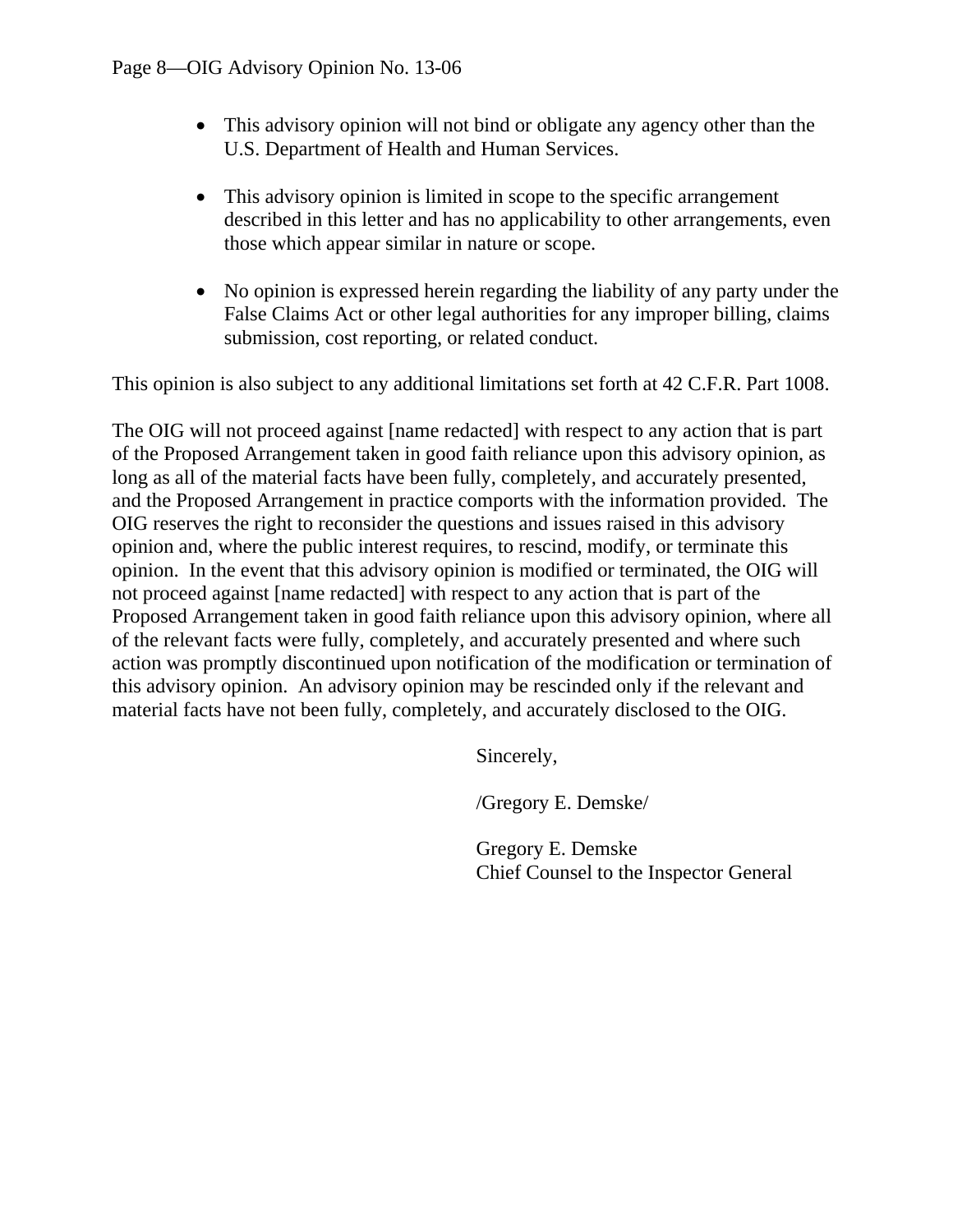- This advisory opinion will not bind or obligate any agency other than the U.S. Department of Health and Human Services.

- This advisory opinion is limited in scope to the specific arrangement described in this letter and has no applicability to other arrangements, even those which appear similar in nature or scope.

- No opinion is expressed herein regarding the liability of any party under the False Claims Act or other legal authorities for any improper billing, claims submission, cost reporting, or related conduct.

This opinion is also subject to any additional limitations set forth at 42 C.F.R. Part 1008.

The OIG will not proceed against [name redacted] with respect to any action that is part of the Proposed Arrangement taken in good faith reliance upon this advisory opinion, as long as all of the material facts have been fully, completely, and accurately presented, and the Proposed Arrangement in practice comports with the information provided. The OIG reserves the right to reconsider the questions and issues raised in this advisory opinion and, where the public interest requires, to rescind, modify, or terminate this opinion. In the event that this advisory opinion is modified or terminated, the OIG will not proceed against [name redacted] with respect to any action that is part of the Proposed Arrangement taken in good faith reliance upon this advisory opinion, where all of the relevant facts were fully, completely, and accurately presented and where such action was promptly discontinued upon notification of the modification or termination of this advisory opinion. An advisory opinion may be rescinded only if the relevant and material facts have not been fully, completely, and accurately disclosed to the OIG.

Sincerely,

/Gregory E. Demske/

Gregory E. Demske
Chief Counsel to the Inspector General